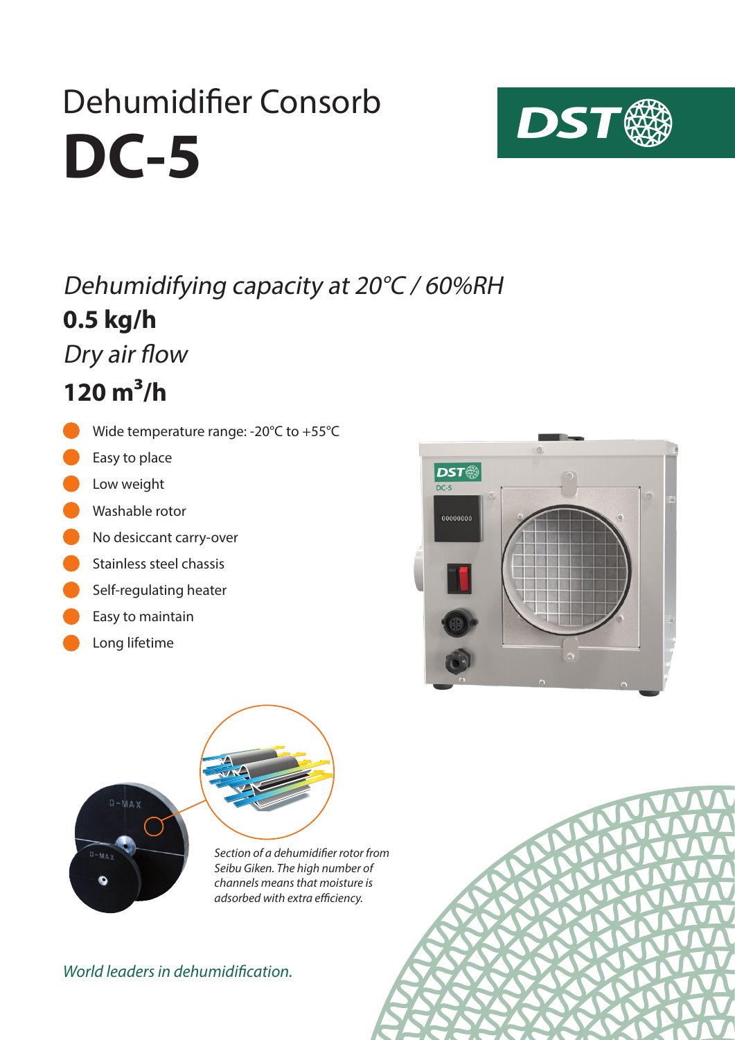# Dehumidifier Consorb

# DC-5

*Dehumidifying capacity at 20°C / 60%RH*

**0.5 kg/h**

*Dry air flow*

**120 m³/h**

- Wide temperature range: -20°C to +55°C
- Easy to place
- Low weight
- Washable rotor
- No desiccant carry-over
- Stainless steel chassis
- Self-regulating heater
- Easy to maintain
- Long lifetime

*Section of a dehumidifier rotor from Seibu Giken. The high number of channels means that moisture is adsorbed with extra efficiency.*

*World leaders in dehumidification.*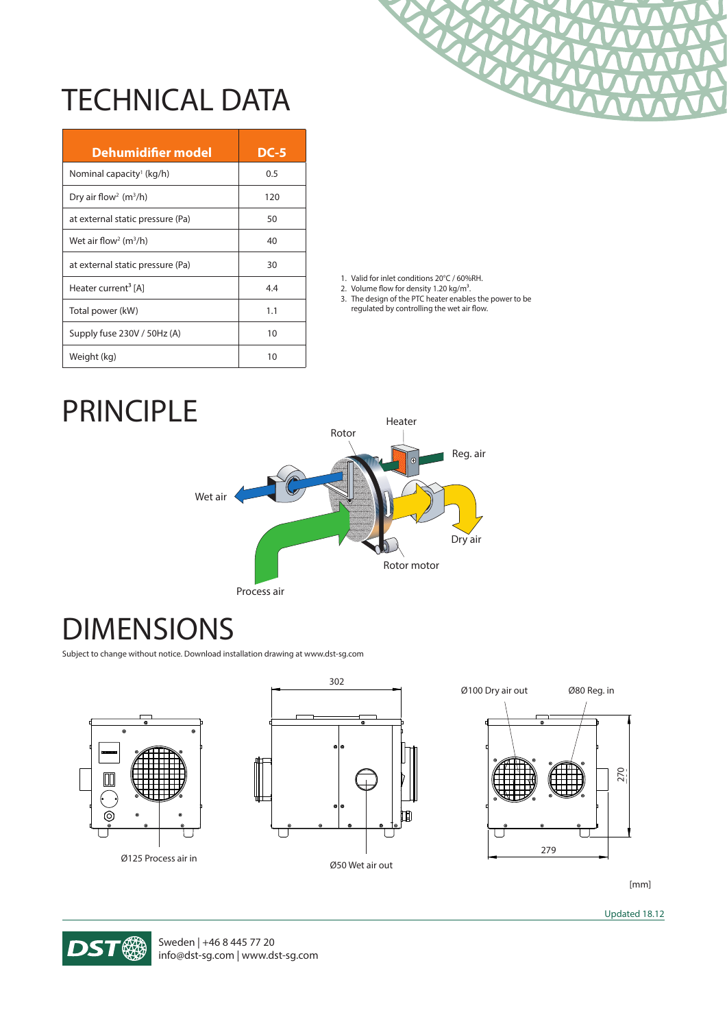# TECHNICAL DATA

| Dehumidifier model | DC-5 |
|---|---|
| Nominal capacity[1] (kg/h) | 0.5 |
| Dry air flow[2] ($m^3$/h) | 120 |
| at external static pressure (Pa) | 50 |
| Wet air flow[2] ($m^3$/h) | 40 |
| at external static pressure (Pa) | 30 |
| Heater current[3] [A] | 4.4 |
| Total power (kW) | 1.1 |
| Supply fuse 230V / 50Hz (A) | 10 |
| Weight (kg) | 10 |

1. Valid for inlet conditions 20°C / 60%RH.
2. Volume flow for density 1.20 kg/$m^3$.
3. The design of the PTC heater enables the power to be regulated by controlling the wet air flow.

# PRINCIPLE

Heater
Rotor
Reg. air
Wet air
Dry air
Rotor motor
Process air

# DIMENSIONS

Subject to change without notice. Download installation drawing at www.dst-sg.com

302
Ø100 Dry air out
Ø80 Reg. in
270
279
Ø125 Process air in
Ø50 Wet air out

[mm]

Updated 18.12

Sweden | +46 8 445 77 20
info@dst-sg.com | www.dst-sg.com